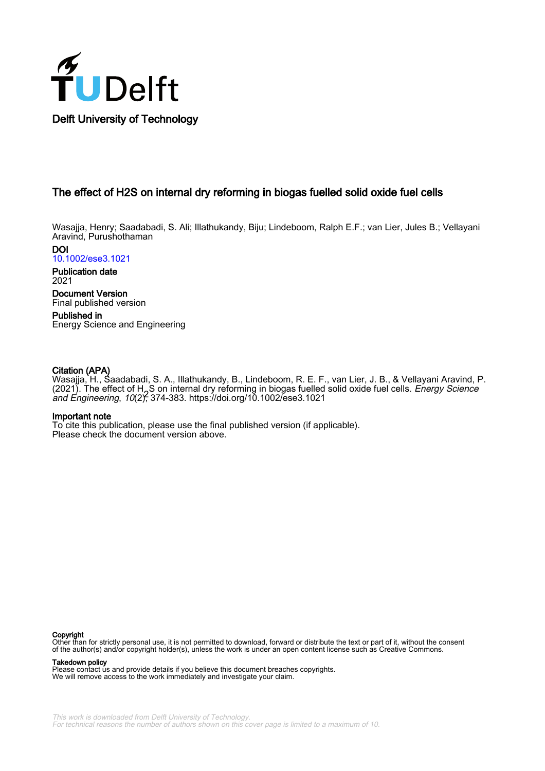Delft University of Technology

# The effect of H2S on internal dry reforming in biogas fuelled solid oxide fuel cells

Wasajja, Henry; Saadabadi, S. Ali; Illathukandy, Biju; Lindeboom, Ralph E.F.; van Lier, Jules B.; Vellayani Aravind, Purushothaman

**DOI**
10.1002/ese3.1021

**Publication date**
2021

**Document Version**
Final published version

**Published in**
Energy Science and Engineering

**Citation (APA)**
Wasajja, H., Saadabadi, S. A., Illathukandy, B., Lindeboom, R. E. F., van Lier, J. B., & Vellayani Aravind, P. (2021). The effect of $H_2S$ on internal dry reforming in biogas fuelled solid oxide fuel cells. *Energy Science and Engineering*, *10*(2), 374-383. https://doi.org/10.1002/ese3.1021

**Important note**
To cite this publication, please use the final published version (if applicable).
Please check the document version above.

**Copyright**
Other than for strictly personal use, it is not permitted to download, forward or distribute the text or part of it, without the consent of the author(s) and/or copyright holder(s), unless the work is under an open content license such as Creative Commons.

**Takedown policy**
Please contact us and provide details if you believe this document breaches copyrights.
We will remove access to the work immediately and investigate your claim.

This work is downloaded from Delft University of Technology.
For technical reasons the number of authors shown on this cover page is limited to a maximum of 10.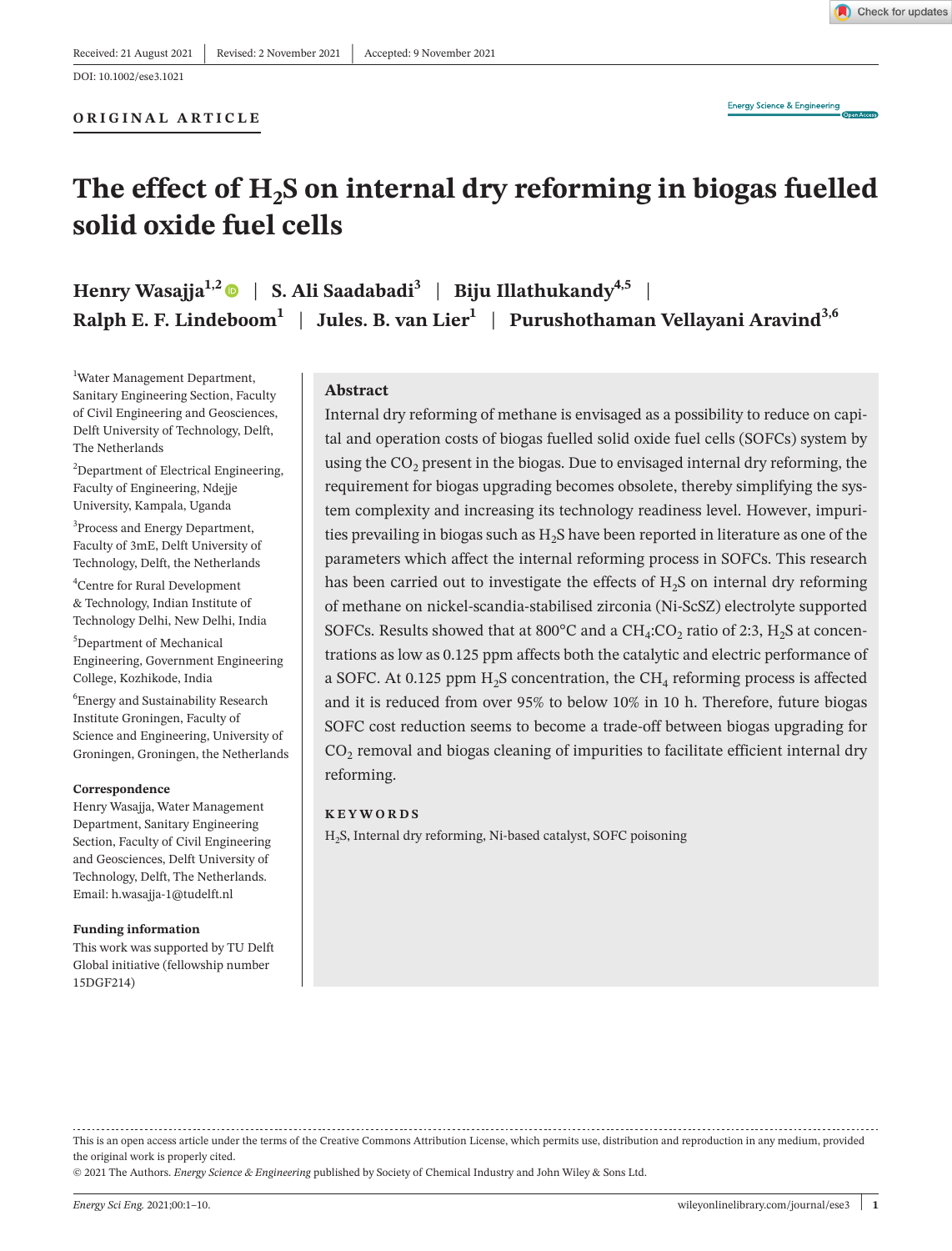Received: 21 August 2021 | Revised: 2 November 2021 | Accepted: 9 November 2021

DOI: 10.1002/ese3.1021

**ORIGINAL ARTICLE**

# The effect of $H_2S$ on internal dry reforming in biogas fuelled solid oxide fuel cells

**Henry Wasajja**[1,2] | **S. Ali Saadabadi**[3] | **Biju Illathukandy**[4,5] | **Ralph E. F. Lindeboom**[1] | **Jules. B. van Lier**[1] | **Purushothaman Vellayani Aravind**[3,6]

[1]Water Management Department, Sanitary Engineering Section, Faculty of Civil Engineering and Geosciences, Delft University of Technology, Delft, The Netherlands

[2]Department of Electrical Engineering, Faculty of Engineering, Ndejje University, Kampala, Uganda

[3]Process and Energy Department, Faculty of 3mE, Delft University of Technology, Delft, the Netherlands

[4]Centre for Rural Development & Technology, Indian Institute of Technology Delhi, New Delhi, India

[5]Department of Mechanical Engineering, Government Engineering College, Kozhikode, India

[6]Energy and Sustainability Research Institute Groningen, Faculty of Science and Engineering, University of Groningen, Groningen, the Netherlands

**Correspondence**

Henry Wasajja, Water Management Department, Sanitary Engineering Section, Faculty of Civil Engineering and Geosciences, Delft University of Technology, Delft, The Netherlands.
Email: h.wasajja-1@tudelft.nl

**Funding information**

This work was supported by TU Delft Global initiative (fellowship number 15DGF214)

## Abstract

Internal dry reforming of methane is envisaged as a possibility to reduce on capital and operation costs of biogas fuelled solid oxide fuel cells (SOFCs) system by using the $CO_2$ present in the biogas. Due to envisaged internal dry reforming, the requirement for biogas upgrading becomes obsolete, thereby simplifying the system complexity and increasing its technology readiness level. However, impurities prevailing in biogas such as $H_2S$ have been reported in literature as one of the parameters which affect the internal reforming process in SOFCs. This research has been carried out to investigate the effects of $H_2S$ on internal dry reforming of methane on nickel-scandia-stabilised zirconia (Ni-ScSZ) electrolyte supported SOFCs. Results showed that at 800°C and a $CH_4$:$CO_2$ ratio of 2:3, $H_2S$ at concentrations as low as 0.125 ppm affects both the catalytic and electric performance of a SOFC. At 0.125 ppm $H_2S$ concentration, the $CH_4$ reforming process is affected and it is reduced from over 95% to below 10% in 10 h. Therefore, future biogas SOFC cost reduction seems to become a trade-off between biogas upgrading for $CO_2$ removal and biogas cleaning of impurities to facilitate efficient internal dry reforming.

**KEYWORDS**

$H_2S$, Internal dry reforming, Ni-based catalyst, SOFC poisoning

---

This is an open access article under the terms of the Creative Commons Attribution License, which permits use, distribution and reproduction in any medium, provided the original work is properly cited.

© 2021 The Authors. *Energy Science & Engineering* published by Society of Chemical Industry and John Wiley & Sons Ltd.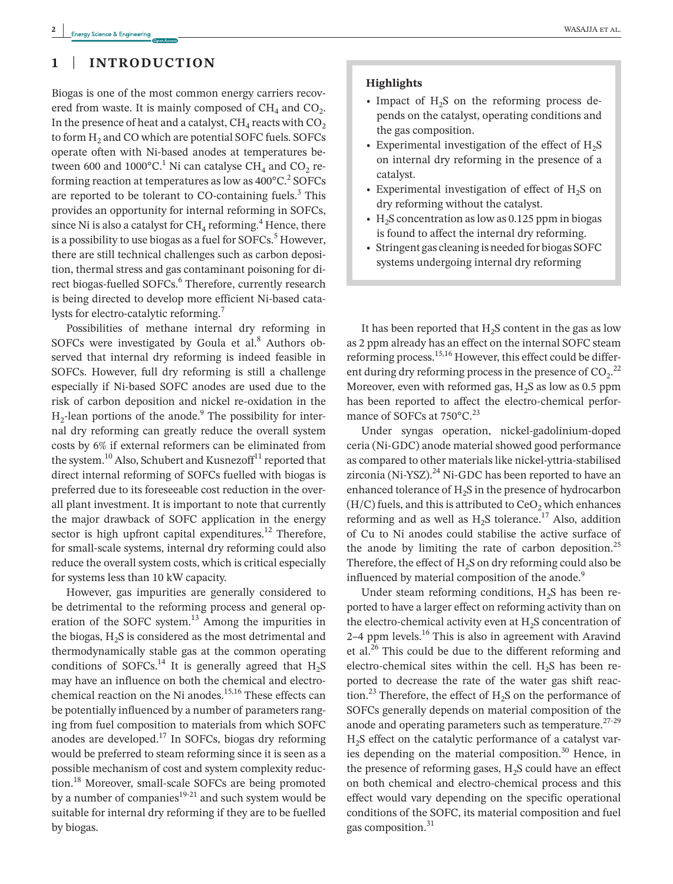## 1 | INTRODUCTION

Biogas is one of the most common energy carriers recovered from waste. It is mainly composed of $CH_4$ and $CO_2$. In the presence of heat and a catalyst, $CH_4$ reacts with $CO_2$ to form $H_2$ and CO which are potential SOFC fuels. SOFCs operate often with Ni-based anodes at temperatures between 600 and 1000°C.[1] Ni can catalyse $CH_4$ and $CO_2$ reforming reaction at temperatures as low as 400°C.[2] SOFCs are reported to be tolerant to CO-containing fuels.[3] This provides an opportunity for internal reforming in SOFCs, since Ni is also a catalyst for $CH_4$ reforming.[4] Hence, there is a possibility to use biogas as a fuel for SOFCs.[5] However, there are still technical challenges such as carbon deposition, thermal stress and gas contaminant poisoning for direct biogas-fuelled SOFCs.[6] Therefore, currently research is being directed to develop more efficient Ni-based catalysts for electro-catalytic reforming.[7]

Possibilities of methane internal dry reforming in SOFCs were investigated by Goula et al.[8] Authors observed that internal dry reforming is indeed feasible in SOFCs. However, full dry reforming is still a challenge especially if Ni-based SOFC anodes are used due to the risk of carbon deposition and nickel re-oxidation in the $H_2$-lean portions of the anode.[9] The possibility for internal dry reforming can greatly reduce the overall system costs by 6% if external reformers can be eliminated from the system.[10] Also, Schubert and Kusnezoff[11] reported that direct internal reforming of SOFCs fuelled with biogas is preferred due to its foreseeable cost reduction in the overall plant investment. It is important to note that currently the major drawback of SOFC application in the energy sector is high upfront capital expenditures.[12] Therefore, for small-scale systems, internal dry reforming could also reduce the overall system costs, which is critical especially for systems less than 10 kW capacity.

However, gas impurities are generally considered to be detrimental to the reforming process and general operation of the SOFC system.[13] Among the impurities in the biogas, $H_2S$ is considered as the most detrimental and thermodynamically stable gas at the common operating conditions of SOFCs.[14] It is generally agreed that $H_2S$ may have an influence on both the chemical and electro-chemical reaction on the Ni anodes.[15,16] These effects can be potentially influenced by a number of parameters ranging from fuel composition to materials from which SOFC anodes are developed.[17] In SOFCs, biogas dry reforming would be preferred to steam reforming since it is seen as a possible mechanism of cost and system complexity reduction.[18] Moreover, small-scale SOFCs are being promoted by a number of companies[19-21] and such system would be suitable for internal dry reforming if they are to be fuelled by biogas.

> **Highlights**
>
> - Impact of $H_2S$ on the reforming process depends on the catalyst, operating conditions and the gas composition.
> - Experimental investigation of the effect of $H_2S$ on internal dry reforming in the presence of a catalyst.
> - Experimental investigation of effect of $H_2S$ on dry reforming without the catalyst.
> - $H_2S$ concentration as low as 0.125 ppm in biogas is found to affect the internal dry reforming.
> - Stringent gas cleaning is needed for biogas SOFC systems undergoing internal dry reforming

It has been reported that $H_2S$ content in the gas as low as 2 ppm already has an effect on the internal SOFC steam reforming process.[15,16] However, this effect could be different during dry reforming process in the presence of $CO_2$.[22] Moreover, even with reformed gas, $H_2S$ as low as 0.5 ppm has been reported to affect the electro-chemical performance of SOFCs at 750°C.[23]

Under syngas operation, nickel-gadolinium-doped ceria (Ni-GDC) anode material showed good performance as compared to other materials like nickel-yttria-stabilised zirconia (Ni-YSZ).[24] Ni-GDC has been reported to have an enhanced tolerance of $H_2S$ in the presence of hydrocarbon (H/C) fuels, and this is attributed to $CeO_2$ which enhances reforming and as well as $H_2S$ tolerance.[17] Also, addition of Cu to Ni anodes could stabilise the active surface of the anode by limiting the rate of carbon deposition.[25] Therefore, the effect of $H_2S$ on dry reforming could also be influenced by material composition of the anode.[9]

Under steam reforming conditions, $H_2S$ has been reported to have a larger effect on reforming activity than on the electro-chemical activity even at $H_2S$ concentration of 2–4 ppm levels.[16] This is also in agreement with Aravind et al.[26] This could be due to the different reforming and electro-chemical sites within the cell. $H_2S$ has been reported to decrease the rate of the water gas shift reaction.[23] Therefore, the effect of $H_2S$ on the performance of SOFCs generally depends on material composition of the anode and operating parameters such as temperature.[27-29] $H_2S$ effect on the catalytic performance of a catalyst varies depending on the material composition.[30] Hence, in the presence of reforming gases, $H_2S$ could have an effect on both chemical and electro-chemical process and this effect would vary depending on the specific operational conditions of the SOFC, its material composition and fuel gas composition.[31]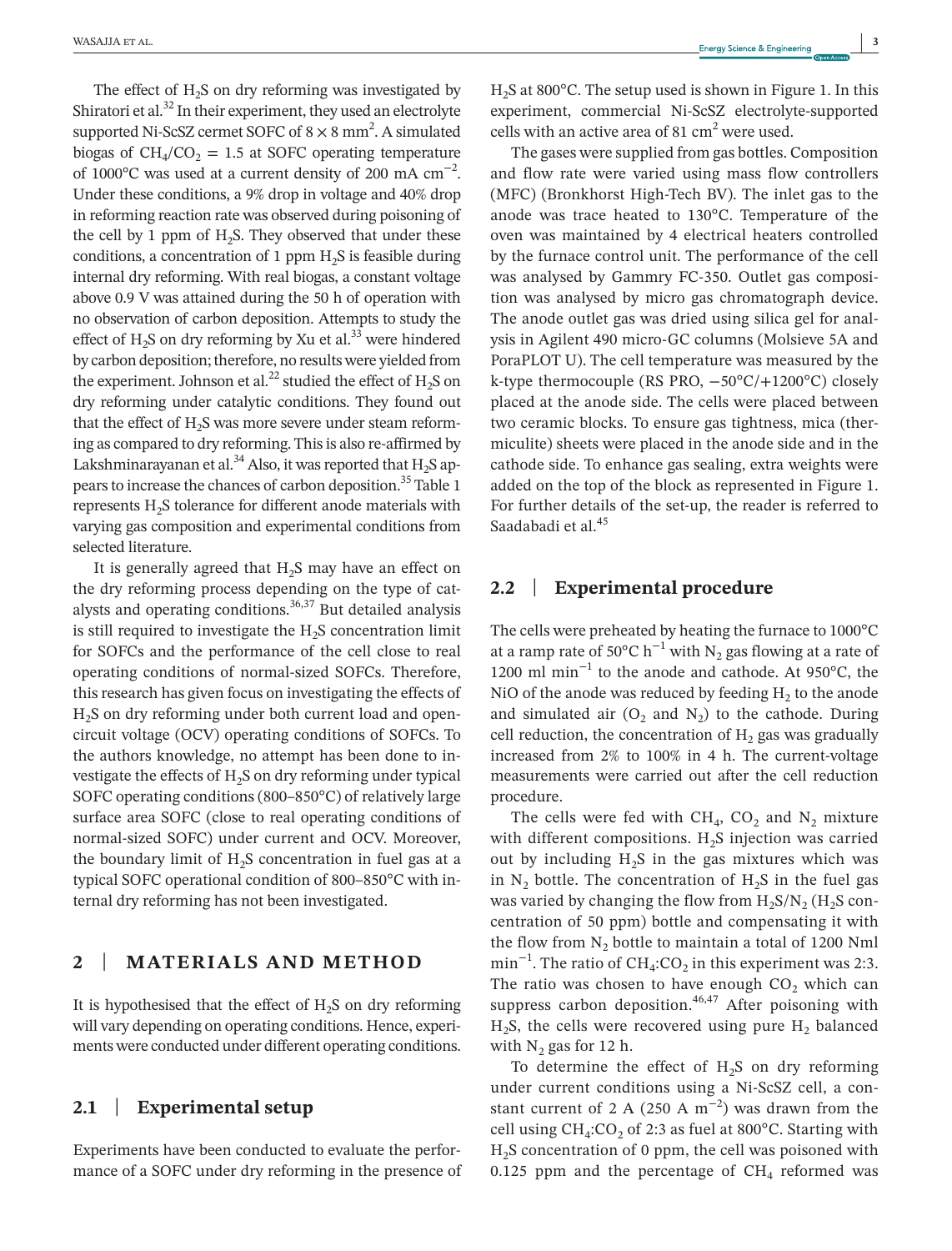The effect of $H_2S$ on dry reforming was investigated by Shiratori et al.[32] In their experiment, they used an electrolyte supported Ni-ScSZ cermet SOFC of $8 \times 8$ mm$^2$. A simulated biogas of $CH_4/CO_2 = 1.5$ at SOFC operating temperature of 1000°C was used at a current density of 200 mA cm$^{-2}$. Under these conditions, a 9% drop in voltage and 40% drop in reforming reaction rate was observed during poisoning of the cell by 1 ppm of $H_2S$. They observed that under these conditions, a concentration of 1 ppm $H_2S$ is feasible during internal dry reforming. With real biogas, a constant voltage above 0.9 V was attained during the 50 h of operation with no observation of carbon deposition. Attempts to study the effect of $H_2S$ on dry reforming by Xu et al.[33] were hindered by carbon deposition; therefore, no results were yielded from the experiment. Johnson et al.[22] studied the effect of $H_2S$ on dry reforming under catalytic conditions. They found out that the effect of $H_2S$ was more severe under steam reforming as compared to dry reforming. This is also re-affirmed by Lakshminarayanan et al.[34] Also, it was reported that $H_2S$ appears to increase the chances of carbon deposition.[35] Table 1 represents $H_2S$ tolerance for different anode materials with varying gas composition and experimental conditions from selected literature.

It is generally agreed that $H_2S$ may have an effect on the dry reforming process depending on the type of catalysts and operating conditions.[36,37] But detailed analysis is still required to investigate the $H_2S$ concentration limit for SOFCs and the performance of the cell close to real operating conditions of normal-sized SOFCs. Therefore, this research has given focus on investigating the effects of $H_2S$ on dry reforming under both current load and open-circuit voltage (OCV) operating conditions of SOFCs. To the authors knowledge, no attempt has been done to investigate the effects of $H_2S$ on dry reforming under typical SOFC operating conditions (800–850°C) of relatively large surface area SOFC (close to real operating conditions of normal-sized SOFC) under current and OCV. Moreover, the boundary limit of $H_2S$ concentration in fuel gas at a typical SOFC operational condition of 800–850°C with internal dry reforming has not been investigated.

## 2 | MATERIALS AND METHOD

It is hypothesised that the effect of $H_2S$ on dry reforming will vary depending on operating conditions. Hence, experiments were conducted under different operating conditions.

### 2.1 | Experimental setup

Experiments have been conducted to evaluate the performance of a SOFC under dry reforming in the presence of $H_2S$ at 800°C. The setup used is shown in Figure 1. In this experiment, commercial Ni-ScSZ electrolyte-supported cells with an active area of 81 cm$^2$ were used.

The gases were supplied from gas bottles. Composition and flow rate were varied using mass flow controllers (MFC) (Bronkhorst High-Tech BV). The inlet gas to the anode was trace heated to 130°C. Temperature of the oven was maintained by 4 electrical heaters controlled by the furnace control unit. The performance of the cell was analysed by Gammry FC-350. Outlet gas composition was analysed by micro gas chromatograph device. The anode outlet gas was dried using silica gel for analysis in Agilent 490 micro-GC columns (Molsieve 5A and PoraPLOT U). The cell temperature was measured by the k-type thermocouple (RS PRO, −50°C/+1200°C) closely placed at the anode side. The cells were placed between two ceramic blocks. To ensure gas tightness, mica (thermiculite) sheets were placed in the anode side and in the cathode side. To enhance gas sealing, extra weights were added on the top of the block as represented in Figure 1. For further details of the set-up, the reader is referred to Saadabadi et al.[45]

### 2.2 | Experimental procedure

The cells were preheated by heating the furnace to 1000°C at a ramp rate of 50°C h$^{-1}$ with $N_2$ gas flowing at a rate of 1200 ml min$^{-1}$ to the anode and cathode. At 950°C, the NiO of the anode was reduced by feeding $H_2$ to the anode and simulated air ($O_2$ and $N_2$) to the cathode. During cell reduction, the concentration of $H_2$ gas was gradually increased from 2% to 100% in 4 h. The current-voltage measurements were carried out after the cell reduction procedure.

The cells were fed with $CH_4$, $CO_2$ and $N_2$ mixture with different compositions. $H_2S$ injection was carried out by including $H_2S$ in the gas mixtures which was in $N_2$ bottle. The concentration of $H_2S$ in the fuel gas was varied by changing the flow from $H_2S/N_2$ ($H_2S$ concentration of 50 ppm) bottle and compensating it with the flow from $N_2$ bottle to maintain a total of 1200 Nml min$^{-1}$. The ratio of $CH_4$:$CO_2$ in this experiment was 2:3. The ratio was chosen to have enough $CO_2$ which can suppress carbon deposition.[46,47] After poisoning with $H_2S$, the cells were recovered using pure $H_2$ balanced with $N_2$ gas for 12 h.

To determine the effect of $H_2S$ on dry reforming under current conditions using a Ni-ScSZ cell, a constant current of 2 A (250 A m$^{-2}$) was drawn from the cell using $CH_4$:$CO_2$ of 2:3 as fuel at 800°C. Starting with $H_2S$ concentration of 0 ppm, the cell was poisoned with 0.125 ppm and the percentage of $CH_4$ reformed was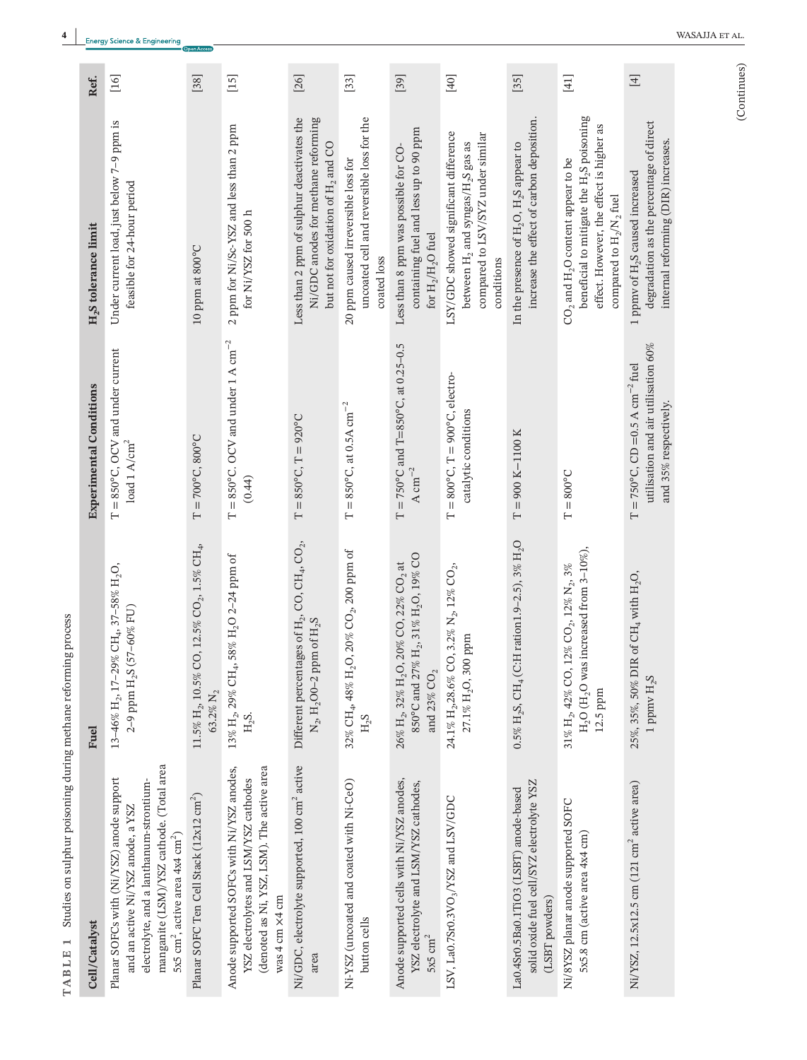**TABLE 1** Studies on sulphur poisoning during methane reforming process

| Cell/Catalyst | Fuel | Experimental Conditions | $H_2S$ tolerance limit | Ref. |
|---|---|---|---|---|
| Planar SOFCs with (Ni/YSZ) anode support and an active Ni/YSZ anode, a YSZ electrolyte, and a lanthanum-strontium-manganite (LSM)/YSZ cathode. (Total area 5x5 $cm^2$, active area 4x4 $cm^2$) | 13–46% $H_2$, 17–29% $CH_4$, 37–58% $H_2O$, 2–9 ppm $H_2S$ (57–60% FU) | T = 850°C, OCV and under current load 1 A/$cm^2$ | Under current load, just below 7–9 ppm is feasible for 24-hour period | [16] |
| Planar SOFC Ten Cell Stack (12x12 $cm^2$) | 11.5% $H_2$, 10.5% CO, 12.5% $CO_2$, 1.5% $CH_4$, 63.2% $N_2$ | T = 700°C, 800°C | 10 ppm at 800°C | [38] |
| Anode supported SOFCs with Ni/YSZ anodes, YSZ electrolytes and LSM/YSZ cathodes (denoted as Ni, YSZ, LSM). The active area was 4 cm ×4 cm | 13% $H_2$, 29% $CH_4$, 58% $H_2O$ 2–24 ppm of $H_2S$. | T = 850°C. OCV and under 1 A $cm^{-2}$ (0.44) | 2 ppm for Ni/Sc-YSZ and less than 2 ppm for Ni/YSZ for 500 h | [15] |
| Ni/GDC, electrolyte supported, 100 $cm^2$ active area | Different percentages of $H_2$, CO, $CH_4$, $CO_2$, $N_2$, $H_2O$0–2 ppm of $H_2S$ | T = 850°C, T = 920°C | Less than 2 ppm of sulphur deactivates the Ni/GDC anodes for methane reforming but not for oxidation of $H_2$ and CO | [26] |
| Ni-YSZ (uncoated and coated with Ni-CeO) button cells | 32% $CH_4$, 48% $H_2O$, 20% $CO_2$, 200 ppm of $H_2S$ | T = 850°C, at 0.5A $cm^{-2}$ | 20 ppm caused irreversible loss for uncoated cell and reversible loss for the coated loss | [33] |
| Anode supported cells with Ni/YSZ anodes, YSZ electrolyte and LSM/YSZ cathodes, 5x5 $cm^2$ | 26% $H_2$, 32% $H_2O$, 20% CO, 22% $CO_2$ at 850°C and 27% $H_2$, 31% $H_2O$, 19% CO and 23% $CO_2$ | T = 750°C and T=850°C, at 0.25–0.5 A $cm^{-2}$ | Less than 8 ppm was possible for CO-containing fuel and less up to 90 ppm for $H_2$/$H_2O$ fuel | [39] |
| LSV, La0.7Sr0.3VO$_3$/YSZ and LSV/GDC | 24.1% $H_2$,28.6% CO, 3.2% $N_2$, 12% $CO_2$, 27.1% $H_2O$, 300 ppm | T = 800°C, T = 900°C, electro-catalytic conditions | LSY/GDC showed significant difference between $H_2$ and syngas/$H_2S$ gas as compared to LSV/SYZ under similar conditions | [40] |
| La0.4Sr0.5Ba0.1TiO3 (LSBT) anode-based solid oxide fuel cell/SYZ electrolyte YSZ (LSBT powders) | 0.5% $H_2S$, $CH_4$ (C:H ration1.9–2.5), 3% $H_2O$ | T = 900 K–1100 K | In the presence of $H_2O$, $H_2S$ appear to increase the effect of carbon deposition. | [35] |
| Ni/8YSZ planar anode supported SOFC 5x5.8 cm (active area 4x4 cm) | 31% $H_2$, 42% CO, 12% $CO_2$, 12% $N_2$, 3% $H_2O$ ($H_2O$ was increased from 3–10%), 12.5 ppm | T = 800°C | $CO_2$ and $H_2O$ content appear to be beneficial to mitigate the $H_2S$ poisoning effect. However, the effect is higher as compared to $H_2$/$N_2$ fuel | [41] |
| Ni/YSZ, 12.5x12.5 cm (121 $cm^2$ active area) | 25%, 35%, 50% DIR of $CH_4$ with $H_2O$, 1 ppmv $H_2S$ | T = 750°C, CD =0.5 A $cm^{-2}$ fuel utilisation and air utilisation 60% and 35% respectively. | 1 ppmv of $H_2S$ caused increased degradation as the percentage of direct internal reforming (DIR) increases. | [4] |

(Continues)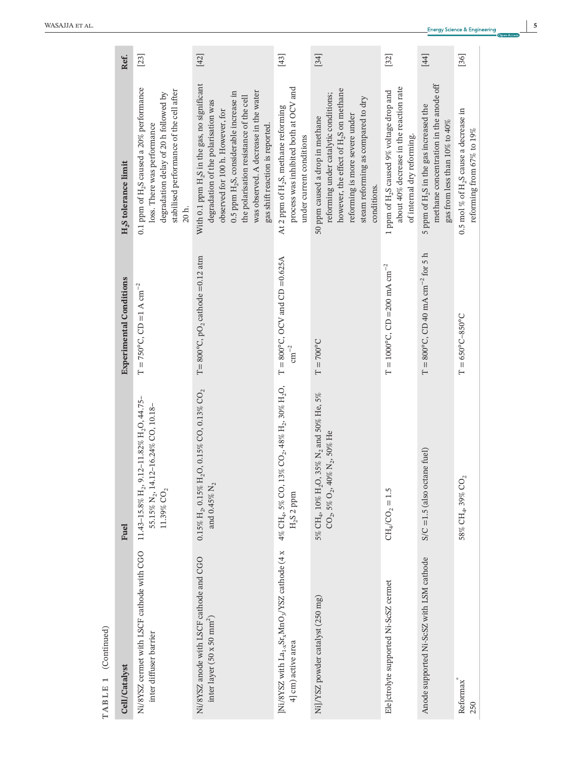**TABLE 1** (Continued)

| Cell/Catalyst | Fuel | Experimental Conditions | $H_2S$ tolerance limit | Ref. |
|---|---|---|---|---|
| Ni/8YSZ cermet with LSCF cathode with CGO inter diffuser barrier | 11.43–15.8% $H_2$, 9.12–11.82% $H_2O$, 44.75–55.15% $N_2$, 14.12–16.24% CO, 10.18–11.39% $CO_2$ | T = 750°C, CD = 1 A $cm^{-2}$ | 0.1 ppm of $H_2S$ caused a 20% performance loss. There was performance degradation delay of 20 h followed by stabilised performance of the cell after 20 h. | [23] |
| Ni/8YSZ anode with LSCF cathode and CGO inter layer (50 x 50 $mm^2$) | 0.15% $H_2$, 0.15% $H_2O$, 0.15% CO, 0.13% $CO_2$ and 0.45% $N_2$ | T= 800°C, $pO_2$ cathode = 0.12 atm | With 0.1 ppm $H_2S$ in the gas, no significant degradation of the polarisation was observed for 100 h. However, for 0.5 ppm $H_2S$, considerable increase in the polarisation resistance of the cell was observed. A decrease in the water gas shift reaction is reported. | [42] |
| ]Ni/8YSZ with $La_{1-x}Sr_xMnO_3$/YSZ cathode (4 x 4] cm) active area | 4% $CH_4$, 5% CO, 13% $CO_2$, 48% $H_2$, 30% $H_2O$, $H_2S$ 2 ppm | T = 800°C, OCV and CD = 0.625A $cm^{-2}$ | At 2 ppm of $H_2S$, methane reforming process was inhibited both at OCV and under current conditions | [43] |
| Ni]/YSZ powder catalyst (250 mg) | 5% $CH_4$, 10% $H_2O$, 35% $N_2$ and 50% He, 5% $CO_2$, 5% $O_2$, 40% $N_2$, 50% He | T = 700°C | 50 ppm caused a drop in methane reforming under catalytic conditions; however, the effect of $H_2S$ on methane reforming is more severe under steam reforming as compared to dry conditions. | [34] |
| Ele]ctrolyte supported Ni-ScSZ cermet | $CH_4/CO_2$ = 1.5 | T = 1000°C, CD = 200 mA $cm^{-2}$ | 1 ppm of $H_2S$ caused 9% voltage drop and about 40% decrease in the reaction rate of internal dry reforming. | [32] |
| Anode supported Ni-ScSZ with LSM cathode | S/C = 1.5 (also octane fuel) | T = 800°C, CD 40 mA $cm^{-2}$ for 5 h | 5 ppm of $H_2S$ in the gas increased the methane concentration in the anode off gas from less than 10% to 40% | [44] |
| Reformax® 250 | 58% $CH_4$, 39% $CO_2$ | T = 650°C–850°C | 0.5 mol % of $H_2S$ cause a decrease in reforming from 67% to 19% | [36] |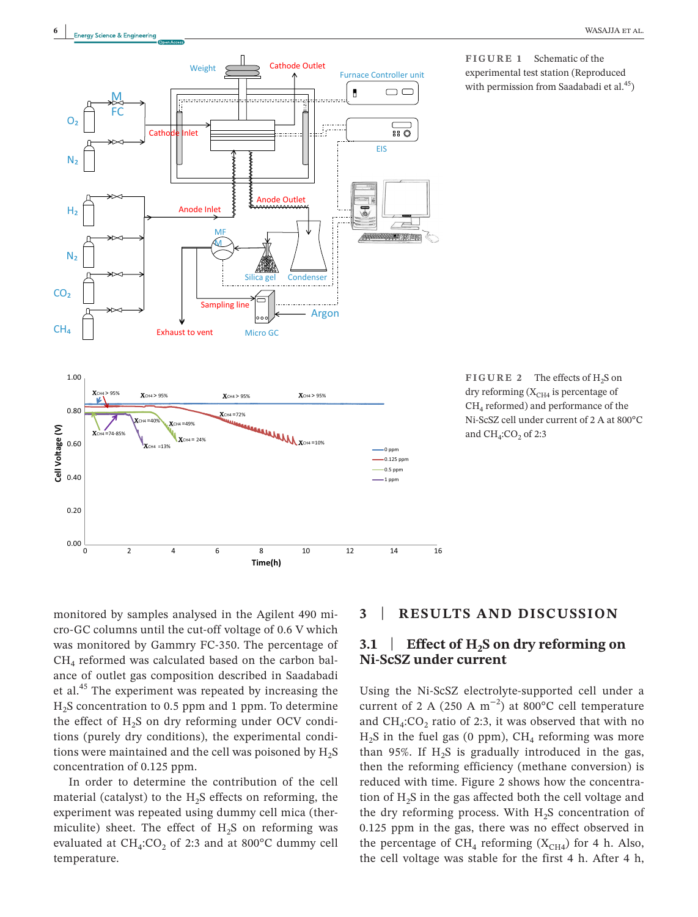**FIGURE 1** Schematic of the experimental test station (Reproduced with permission from Saadabadi et al.[45])

**FIGURE 2** The effects of $H_2S$ on dry reforming ($X_{CH4}$ is percentage of $CH_4$ reformed) and performance of the Ni-ScSZ cell under current of 2 A at 800°C and $CH_4$:$CO_2$ of 2:3

monitored by samples analysed in the Agilent 490 micro-GC columns until the cut-off voltage of 0.6 V which was monitored by Gammry FC-350. The percentage of $CH_4$ reformed was calculated based on the carbon balance of outlet gas composition described in Saadabadi et al.[45] The experiment was repeated by increasing the $H_2S$ concentration to 0.5 ppm and 1 ppm. To determine the effect of $H_2S$ on dry reforming under OCV conditions (purely dry conditions), the experimental conditions were maintained and the cell was poisoned by $H_2S$ concentration of 0.125 ppm.

In order to determine the contribution of the cell material (catalyst) to the $H_2S$ effects on reforming, the experiment was repeated using dummy cell mica (thermiculite) sheet. The effect of $H_2S$ on reforming was evaluated at $CH_4$:$CO_2$ of 2:3 and at 800°C dummy cell temperature.

# 3 | RESULTS AND DISCUSSION

## 3.1 | Effect of $H_2S$ on dry reforming on Ni-ScSZ under current

Using the Ni-ScSZ electrolyte-supported cell under a current of 2 A (250 A $m^{-2}$) at 800°C cell temperature and $CH_4$:$CO_2$ ratio of 2:3, it was observed that with no $H_2S$ in the fuel gas (0 ppm), $CH_4$ reforming was more than 95%. If $H_2S$ is gradually introduced in the gas, then the reforming efficiency (methane conversion) is reduced with time. Figure 2 shows how the concentration of $H_2S$ in the gas affected both the cell voltage and the dry reforming process. With $H_2S$ concentration of 0.125 ppm in the gas, there was no effect observed in the percentage of $CH_4$ reforming ($X_{CH4}$) for 4 h. Also, the cell voltage was stable for the first 4 h. After 4 h,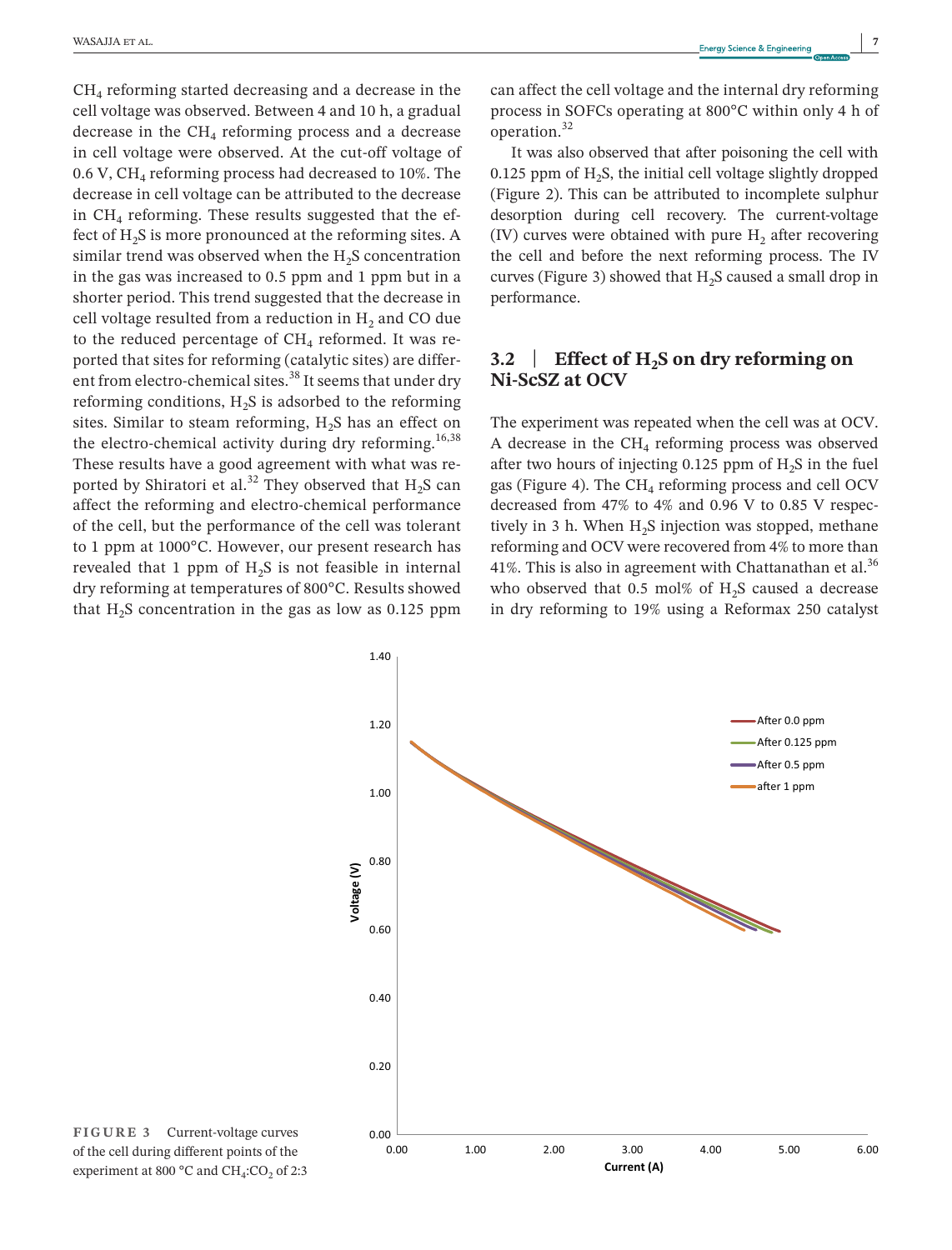$CH_4$ reforming started decreasing and a decrease in the cell voltage was observed. Between 4 and 10 h, a gradual decrease in the $CH_4$ reforming process and a decrease in cell voltage were observed. At the cut-off voltage of 0.6 V, $CH_4$ reforming process had decreased to 10%. The decrease in cell voltage can be attributed to the decrease in $CH_4$ reforming. These results suggested that the effect of $H_2S$ is more pronounced at the reforming sites. A similar trend was observed when the $H_2S$ concentration in the gas was increased to 0.5 ppm and 1 ppm but in a shorter period. This trend suggested that the decrease in cell voltage resulted from a reduction in $H_2$ and CO due to the reduced percentage of $CH_4$ reformed. It was reported that sites for reforming (catalytic sites) are different from electro-chemical sites.[38] It seems that under dry reforming conditions, $H_2S$ is adsorbed to the reforming sites. Similar to steam reforming, $H_2S$ has an effect on the electro-chemical activity during dry reforming.[16,38] These results have a good agreement with what was reported by Shiratori et al.[32] They observed that $H_2S$ can affect the reforming and electro-chemical performance of the cell, but the performance of the cell was tolerant to 1 ppm at 1000°C. However, our present research has revealed that 1 ppm of $H_2S$ is not feasible in internal dry reforming at temperatures of 800°C. Results showed that $H_2S$ concentration in the gas as low as 0.125 ppm can affect the cell voltage and the internal dry reforming process in SOFCs operating at 800°C within only 4 h of operation.[32]

It was also observed that after poisoning the cell with 0.125 ppm of $H_2S$, the initial cell voltage slightly dropped (Figure 2). This can be attributed to incomplete sulphur desorption during cell recovery. The current-voltage (IV) curves were obtained with pure $H_2$ after recovering the cell and before the next reforming process. The IV curves (Figure 3) showed that $H_2S$ caused a small drop in performance.

## 3.2 | Effect of $H_2S$ on dry reforming on Ni-ScSZ at OCV

The experiment was repeated when the cell was at OCV. A decrease in the $CH_4$ reforming process was observed after two hours of injecting 0.125 ppm of $H_2S$ in the fuel gas (Figure 4). The $CH_4$ reforming process and cell OCV decreased from 47% to 4% and 0.96 V to 0.85 V respectively in 3 h. When $H_2S$ injection was stopped, methane reforming and OCV were recovered from 4% to more than 41%. This is also in agreement with Chattanathan et al.[36] who observed that 0.5 mol% of $H_2S$ caused a decrease in dry reforming to 19% using a Reformax 250 catalyst

**FIGURE 3** Current-voltage curves of the cell during different points of the experiment at 800 °C and $CH_4$:$CO_2$ of 2:3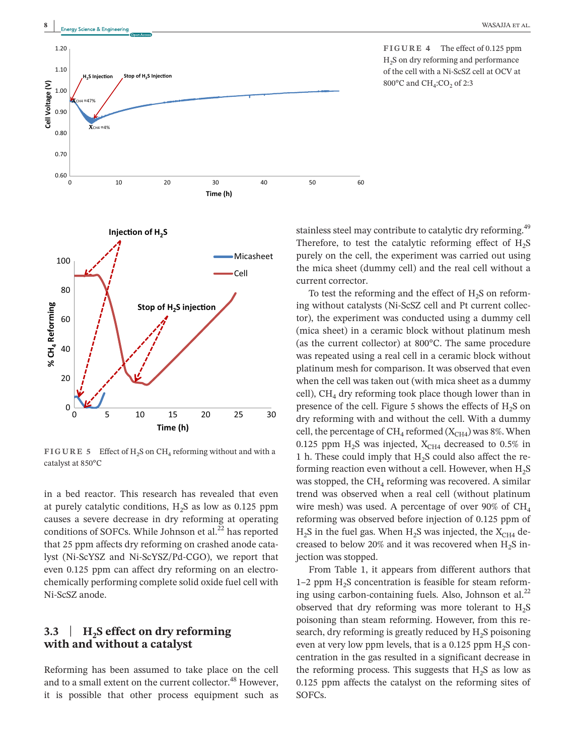**FIGURE 4** The effect of 0.125 ppm $H_2S$ on dry reforming and performance of the cell with a Ni-ScSZ cell at OCV at 800°C and $CH_4$:$CO_2$ of 2:3

**FIGURE 5** Effect of $H_2S$ on $CH_4$ reforming without and with a catalyst at 850°C

in a bed reactor. This research has revealed that even at purely catalytic conditions, $H_2S$ as low as 0.125 ppm causes a severe decrease in dry reforming at operating conditions of SOFCs. While Johnson et al.[22] has reported that 25 ppm affects dry reforming on crashed anode catalyst (Ni-ScYSZ and Ni-ScYSZ/Pd-CGO), we report that even 0.125 ppm can affect dry reforming on an electrochemically performing complete solid oxide fuel cell with Ni-ScSZ anode.

## 3.3 | $H_2S$ effect on dry reforming with and without a catalyst

Reforming has been assumed to take place on the cell and to a small extent on the current collector.[48] However, it is possible that other process equipment such as stainless steel may contribute to catalytic dry reforming.[49] Therefore, to test the catalytic reforming effect of $H_2S$ purely on the cell, the experiment was carried out using the mica sheet (dummy cell) and the real cell without a current corrector.

To test the reforming and the effect of $H_2S$ on reforming without catalysts (Ni-ScSZ cell and Pt current collector), the experiment was conducted using a dummy cell (mica sheet) in a ceramic block without platinum mesh (as the current collector) at 800°C. The same procedure was repeated using a real cell in a ceramic block without platinum mesh for comparison. It was observed that even when the cell was taken out (with mica sheet as a dummy cell), $CH_4$ dry reforming took place though lower than in presence of the cell. Figure 5 shows the effects of $H_2S$ on dry reforming with and without the cell. With a dummy cell, the percentage of $CH_4$ reformed ($X_{CH4}$) was 8%. When 0.125 ppm $H_2S$ was injected, $X_{CH4}$ decreased to 0.5% in 1 h. These could imply that $H_2S$ could also affect the reforming reaction even without a cell. However, when $H_2S$ was stopped, the $CH_4$ reforming was recovered. A similar trend was observed when a real cell (without platinum wire mesh) was used. A percentage of over 90% of $CH_4$ reforming was observed before injection of 0.125 ppm of $H_2S$ in the fuel gas. When $H_2S$ was injected, the $X_{CH4}$ decreased to below 20% and it was recovered when $H_2S$ injection was stopped.

From Table 1, it appears from different authors that 1–2 ppm $H_2S$ concentration is feasible for steam reforming using carbon-containing fuels. Also, Johnson et al.[22] observed that dry reforming was more tolerant to $H_2S$ poisoning than steam reforming. However, from this research, dry reforming is greatly reduced by $H_2S$ poisoning even at very low ppm levels, that is a 0.125 ppm $H_2S$ concentration in the gas resulted in a significant decrease in the reforming process. This suggests that $H_2S$ as low as 0.125 ppm affects the catalyst on the reforming sites of SOFCs.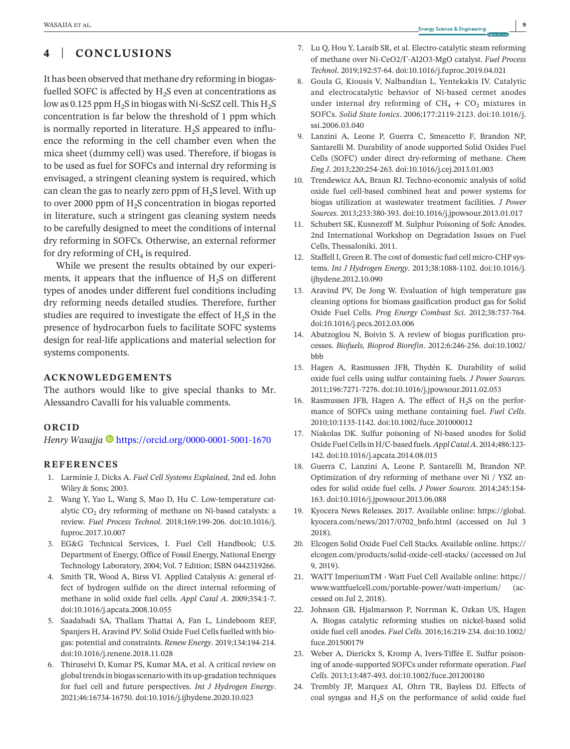## 4 | CONCLUSIONS

It has been observed that methane dry reforming in biogas-fuelled SOFC is affected by $H_2S$ even at concentrations as low as 0.125 ppm $H_2S$ in biogas with Ni-ScSZ cell. This $H_2S$ concentration is far below the threshold of 1 ppm which is normally reported in literature. $H_2S$ appeared to influence the reforming in the cell chamber even when the mica sheet (dummy cell) was used. Therefore, if biogas is to be used as fuel for SOFCs and internal dry reforming is envisaged, a stringent cleaning system is required, which can clean the gas to nearly zero ppm of $H_2S$ level. With up to over 2000 ppm of $H_2S$ concentration in biogas reported in literature, such a stringent gas cleaning system needs to be carefully designed to meet the conditions of internal dry reforming in SOFCs. Otherwise, an external reformer for dry reforming of $CH_4$ is required.

While we present the results obtained by our experiments, it appears that the influence of $H_2S$ on different types of anodes under different fuel conditions including dry reforming needs detailed studies. Therefore, further studies are required to investigate the effect of $H_2S$ in the presence of hydrocarbon fuels to facilitate SOFC systems design for real-life applications and material selection for systems components.

### ACKNOWLEDGEMENTS

The authors would like to give special thanks to Mr. Alessandro Cavalli for his valuable comments.

### ORCID

*Henry Wasajja* https://orcid.org/0000-0001-5001-1670

### REFERENCES

1. Larminie J, Dicks A. *Fuel Cell Systems Explained*, 2nd ed. John Wiley & Sons; 2003.
2. Wang Y, Yao L, Wang S, Mao D, Hu C. Low-temperature catalytic $CO_2$ dry reforming of methane on Ni-based catalysts: a review. *Fuel Process Technol*. 2018;169:199-206. doi:10.1016/j.fuproc.2017.10.007
3. EG&G Technical Services, I. Fuel Cell Handbook; U.S. Department of Energy, Office of Fossil Energy, National Energy Technology Laboratory, 2004; Vol. 7 Edition; ISBN 0442319266.
4. Smith TR, Wood A, Birss VI. Applied Catalysis A: general effect of hydrogen sulfide on the direct internal reforming of methane in solid oxide fuel cells. *Appl Catal A*. 2009;354:1-7. doi:10.1016/j.apcata.2008.10.055
5. Saadabadi SA, Thallam Thattai A, Fan L, Lindeboom REF, Spanjers H, Aravind PV. Solid Oxide Fuel Cells fuelled with biogas: potential and constraints. *Renew Energy*. 2019;134:194-214. doi:10.1016/j.renene.2018.11.028
6. Thiruselvi D, Kumar PS, Kumar MA, et al. A critical review on global trends in biogas scenario with its up-gradation techniques for fuel cell and future perspectives. *Int J Hydrogen Energy*. 2021;46:16734-16750. doi:10.1016/j.ijhydene.2020.10.023
7. Lu Q, Hou Y, Laraib SR, et al. Electro-catalytic steam reforming of methane over Ni-CeO2/Γ-Al2O3-MgO catalyst. *Fuel Process Technol*. 2019;192:57-64. doi:10.1016/j.fuproc.2019.04.021
8. Goula G, Kiousis V, Nalbandian L, Yentekakis IV. Catalytic and electrocatalytic behavior of Ni-based cermet anodes under internal dry reforming of $CH_4$ + $CO_2$ mixtures in SOFCs. *Solid State Ionics*. 2006;177:2119-2123. doi:10.1016/j.ssi.2006.03.040
9. Lanzini A, Leone P, Guerra C, Smeacetto F, Brandon NP, Santarelli M. Durability of anode supported Solid Oxides Fuel Cells (SOFC) under direct dry-reforming of methane. *Chem Eng J*. 2013;220:254-263. doi:10.1016/j.cej.2013.01.003
10. Trendewicz AA, Braun RJ. Techno-economic analysis of solid oxide fuel cell-based combined heat and power systems for biogas utilization at wastewater treatment facilities. *J Power Sources*. 2013;233:380-393. doi:10.1016/j.jpowsour.2013.01.017
11. Schubert SK, Kusnezoff M. Sulphur Poisoning of Sofc Anodes. 2nd International Workshop on Degradation Issues on Fuel Cells, Thessaloniki. 2011.
12. Staffell I, Green R. The cost of domestic fuel cell micro-CHP systems. *Int J Hydrogen Energy*. 2013;38:1088-1102. doi:10.1016/j.ijhydene.2012.10.090
13. Aravind PV, De Jong W. Evaluation of high temperature gas cleaning options for biomass gasification product gas for Solid Oxide Fuel Cells. *Prog Energy Combust Sci*. 2012;38:737-764. doi:10.1016/j.pecs.2012.03.006
14. Abatzoglou N, Boivin S. A review of biogas purification processes. *Biofuels, Bioprod Biorefin*. 2012;6:246-256. doi:10.1002/bbb
15. Hagen A, Rasmussen JFB, Thydén K. Durability of solid oxide fuel cells using sulfur containing fuels. *J Power Sources*. 2011;196:7271-7276. doi:10.1016/j.jpowsour.2011.02.053
16. Rasmussen JFB, Hagen A. The effect of $H_2S$ on the performance of SOFCs using methane containing fuel. *Fuel Cells*. 2010;10:1135-1142. doi:10.1002/fuce.201000012
17. Niakolas DK. Sulfur poisoning of Ni-based anodes for Solid Oxide Fuel Cells in H/C-based fuels. *Appl Catal A*. 2014;486:123-142. doi:10.1016/j.apcata.2014.08.015
18. Guerra C, Lanzini A, Leone P, Santarelli M, Brandon NP. Optimization of dry reforming of methane over Ni / YSZ anodes for solid oxide fuel cells. *J Power Sources*. 2014;245:154-163. doi:10.1016/j.jpowsour.2013.06.088
19. Kyocera News Releases. 2017. Available online: https://global.kyocera.com/news/2017/0702_bnfo.html (accessed on Jul 3 2018).
20. Elcogen Solid Oxide Fuel Cell Stacks. Available online. https://elcogen.com/products/solid-oxide-cell-stacks/ (accessed on Jul 9, 2019).
21. WATT ImperiumTM - Watt Fuel Cell Available online: https://www.wattfuelcell.com/portable-power/watt-imperium/ (accessed on Jul 2, 2018).
22. Johnson GB, Hjalmarsson P, Norrman K, Ozkan US, Hagen A. Biogas catalytic reforming studies on nickel-based solid oxide fuel cell anodes. *Fuel Cells*. 2016;16:219-234. doi:10.1002/fuce.201500179
23. Weber A, Dierickx S, Kromp A, Ivers-Tiffée E. Sulfur poisoning of anode-supported SOFCs under reformate operation. *Fuel Cells*. 2013;13:487-493. doi:10.1002/fuce.201200180
24. Trembly JP, Marquez AI, Ohrn TR, Bayless DJ. Effects of coal syngas and $H_2S$ on the performance of solid oxide fuel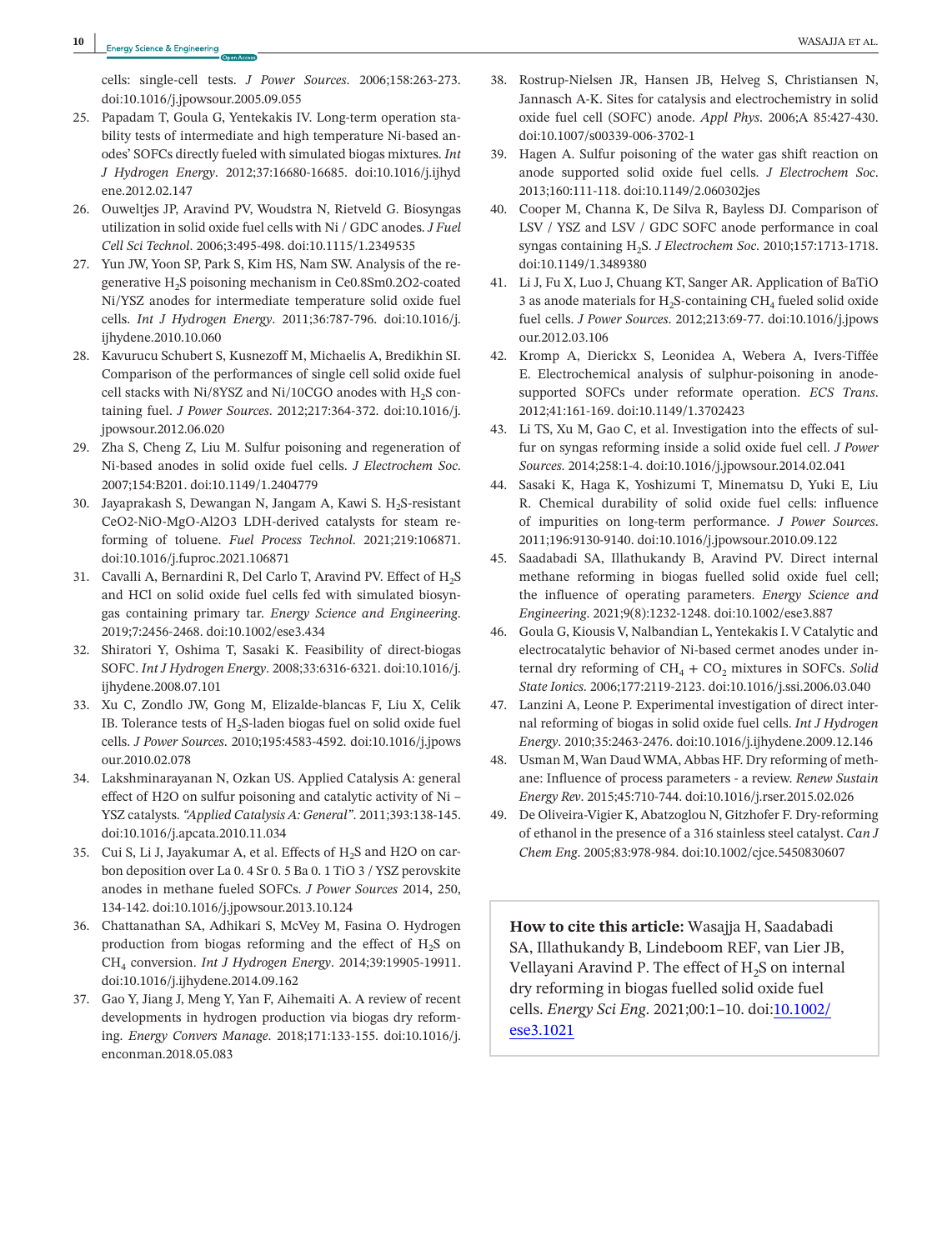cells: single-cell tests. *J Power Sources*. 2006;158:263-273. doi:10.1016/j.jpowsour.2005.09.055

25. Papadam T, Goula G, Yentekakis IV. Long-term operation stability tests of intermediate and high temperature Ni-based anodes' SOFCs directly fueled with simulated biogas mixtures. *Int J Hydrogen Energy*. 2012;37:16680-16685. doi:10.1016/j.ijhydene.2012.02.147
26. Ouweltjes JP, Aravind PV, Woudstra N, Rietveld G. Biosyngas utilization in solid oxide fuel cells with Ni / GDC anodes. *J Fuel Cell Sci Technol*. 2006;3:495-498. doi:10.1115/1.2349535
27. Yun JW, Yoon SP, Park S, Kim HS, Nam SW. Analysis of the regenerative $H_2S$ poisoning mechanism in Ce0.8Sm0.2O2-coated Ni/YSZ anodes for intermediate temperature solid oxide fuel cells. *Int J Hydrogen Energy*. 2011;36:787-796. doi:10.1016/j.ijhydene.2010.10.060
28. Kavurucu Schubert S, Kusnezoff M, Michaelis A, Bredikhin SI. Comparison of the performances of single cell solid oxide fuel cell stacks with Ni/8YSZ and Ni/10CGO anodes with $H_2S$ containing fuel. *J Power Sources*. 2012;217:364-372. doi:10.1016/j.jpowsour.2012.06.020
29. Zha S, Cheng Z, Liu M. Sulfur poisoning and regeneration of Ni-based anodes in solid oxide fuel cells. *J Electrochem Soc*. 2007;154:B201. doi:10.1149/1.2404779
30. Jayaprakash S, Dewangan N, Jangam A, Kawi S. $H_2S$-resistant CeO2-NiO-MgO-Al2O3 LDH-derived catalysts for steam reforming of toluene. *Fuel Process Technol*. 2021;219:106871. doi:10.1016/j.fuproc.2021.106871
31. Cavalli A, Bernardini R, Del Carlo T, Aravind PV. Effect of $H_2S$ and HCl on solid oxide fuel cells fed with simulated biosyngas containing primary tar. *Energy Science and Engineering*. 2019;7:2456-2468. doi:10.1002/ese3.434
32. Shiratori Y, Oshima T, Sasaki K. Feasibility of direct-biogas SOFC. *Int J Hydrogen Energy*. 2008;33:6316-6321. doi:10.1016/j.ijhydene.2008.07.101
33. Xu C, Zondlo JW, Gong M, Elizalde-blancas F, Liu X, Celik IB. Tolerance tests of $H_2S$-laden biogas fuel on solid oxide fuel cells. *J Power Sources*. 2010;195:4583-4592. doi:10.1016/j.jpowsour.2010.02.078
34. Lakshminarayanan N, Ozkan US. Applied Catalysis A: general effect of H2O on sulfur poisoning and catalytic activity of Ni – YSZ catalysts. *"Applied Catalysis A: General"*. 2011;393:138-145. doi:10.1016/j.apcata.2010.11.034
35. Cui S, Li J, Jayakumar A, et al. Effects of $H_2S$ and H2O on carbon deposition over La 0. 4 Sr 0. 5 Ba 0. 1 TiO 3 / YSZ perovskite anodes in methane fueled SOFCs. *J Power Sources* 2014, 250, 134-142. doi:10.1016/j.jpowsour.2013.10.124
36. Chattanathan SA, Adhikari S, McVey M, Fasina O. Hydrogen production from biogas reforming and the effect of $H_2S$ on $CH_4$ conversion. *Int J Hydrogen Energy*. 2014;39:19905-19911. doi:10.1016/j.ijhydene.2014.09.162
37. Gao Y, Jiang J, Meng Y, Yan F, Aihemaiti A. A review of recent developments in hydrogen production via biogas dry reforming. *Energy Convers Manage*. 2018;171:133-155. doi:10.1016/j.enconman.2018.05.083
38. Rostrup-Nielsen JR, Hansen JB, Helveg S, Christiansen N, Jannasch A-K. Sites for catalysis and electrochemistry in solid oxide fuel cell (SOFC) anode. *Appl Phys*. 2006;A 85:427-430. doi:10.1007/s00339-006-3702-1
39. Hagen A. Sulfur poisoning of the water gas shift reaction on anode supported solid oxide fuel cells. *J Electrochem Soc*. 2013;160:111-118. doi:10.1149/2.060302jes
40. Cooper M, Channa K, De Silva R, Bayless DJ. Comparison of LSV / YSZ and LSV / GDC SOFC anode performance in coal syngas containing $H_2S$. *J Electrochem Soc*. 2010;157:1713-1718. doi:10.1149/1.3489380
41. Li J, Fu X, Luo J, Chuang KT, Sanger AR. Application of BaTiO 3 as anode materials for $H_2S$-containing $CH_4$ fueled solid oxide fuel cells. *J Power Sources*. 2012;213:69-77. doi:10.1016/j.jpowsour.2012.03.106
42. Kromp A, Dierickx S, Leonidea A, Webera A, Ivers-Tiffée E. Electrochemical analysis of sulphur-poisoning in anode-supported SOFCs under reformate operation. *ECS Trans*. 2012;41:161-169. doi:10.1149/1.3702423
43. Li TS, Xu M, Gao C, et al. Investigation into the effects of sulfur on syngas reforming inside a solid oxide fuel cell. *J Power Sources*. 2014;258:1-4. doi:10.1016/j.jpowsour.2014.02.041
44. Sasaki K, Haga K, Yoshizumi T, Minematsu D, Yuki E, Liu R. Chemical durability of solid oxide fuel cells: influence of impurities on long-term performance. *J Power Sources*. 2011;196:9130-9140. doi:10.1016/j.jpowsour.2010.09.122
45. Saadabadi SA, Illathukandy B, Aravind PV. Direct internal methane reforming in biogas fuelled solid oxide fuel cell; the influence of operating parameters. *Energy Science and Engineering*. 2021;9(8):1232-1248. doi:10.1002/ese3.887
46. Goula G, Kiousis V, Nalbandian L, Yentekakis I. V Catalytic and electrocatalytic behavior of Ni-based cermet anodes under internal dry reforming of $CH_4$ + $CO_2$ mixtures in SOFCs. *Solid State Ionics*. 2006;177:2119-2123. doi:10.1016/j.ssi.2006.03.040
47. Lanzini A, Leone P. Experimental investigation of direct internal reforming of biogas in solid oxide fuel cells. *Int J Hydrogen Energy*. 2010;35:2463-2476. doi:10.1016/j.ijhydene.2009.12.146
48. Usman M, Wan Daud WMA, Abbas HF. Dry reforming of methane: Influence of process parameters - a review. *Renew Sustain Energy Rev*. 2015;45:710-744. doi:10.1016/j.rser.2015.02.026
49. De Oliveira-Vigier K, Abatzoglou N, Gitzhofer F. Dry-reforming of ethanol in the presence of a 316 stainless steel catalyst. *Can J Chem Eng*. 2005;83:978-984. doi:10.1002/cjce.5450830607

**How to cite this article:** Wasajja H, Saadabadi SA, Illathukandy B, Lindeboom REF, van Lier JB, Vellayani Aravind P. The effect of $H_2S$ on internal dry reforming in biogas fuelled solid oxide fuel cells. *Energy Sci Eng*. 2021;00:1–10. doi:10.1002/ese3.1021